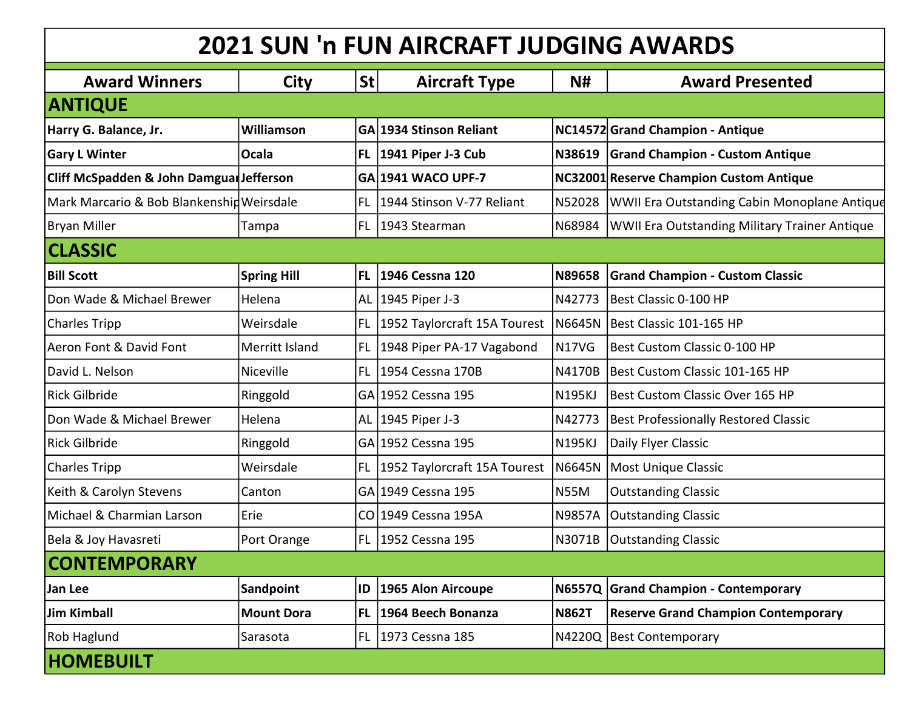# 2021 SUN 'n FUN AIRCRAFT JUDGING AWARDS

| Award Winners | City | St | Aircraft Type | N# | Award Presented |
|---|---|---|---|---|---|
| **ANTIQUE** | | | | | |
| **Harry G. Balance, Jr.** | **Williamson** | **GA** | **1934 Stinson Reliant** | **NC14572** | **Grand Champion - Antique** |
| **Gary L Winter** | **Ocala** | **FL** | **1941 Piper J-3 Cub** | **N38619** | **Grand Champion - Custom Antique** |
| **Cliff McSpadden & John Damguar** | **Jefferson** | **GA** | **1941 WACO UPF-7** | **NC32001** | **Reserve Champion Custom Antique** |
| Mark Marcario & Bob Blankenship | Weirsdale | FL | 1944 Stinson V-77 Reliant | N52028 | WWII Era Outstanding Cabin Monoplane Antique |
| Bryan Miller | Tampa | FL | 1943 Stearman | N68984 | WWII Era Outstanding Military Trainer Antique |
| **CLASSIC** | | | | | |
| **Bill Scott** | **Spring Hill** | **FL** | **1946 Cessna 120** | **N89658** | **Grand Champion - Custom Classic** |
| Don Wade & Michael Brewer | Helena | AL | 1945 Piper J-3 | N42773 | Best Classic 0-100 HP |
| Charles Tripp | Weirsdale | FL | 1952 Taylorcraft 15A Tourest | N6645N | Best Classic 101-165 HP |
| Aeron Font & David Font | Merritt Island | FL | 1948 Piper PA-17 Vagabond | N17VG | Best Custom Classic 0-100 HP |
| David L. Nelson | Niceville | FL | 1954 Cessna 170B | N4170B | Best Custom Classic 101-165 HP |
| Rick Gilbride | Ringgold | GA | 1952 Cessna 195 | N195KJ | Best Custom Classic Over 165 HP |
| Don Wade & Michael Brewer | Helena | AL | 1945 Piper J-3 | N42773 | Best Professionally Restored Classic |
| Rick Gilbride | Ringgold | GA | 1952 Cessna 195 | N195KJ | Daily Flyer Classic |
| Charles Tripp | Weirsdale | FL | 1952 Taylorcraft 15A Tourest | N6645N | Most Unique Classic |
| Keith & Carolyn Stevens | Canton | GA | 1949 Cessna 195 | N55M | Outstanding Classic |
| Michael & Charmian Larson | Erie | CO | 1949 Cessna 195A | N9857A | Outstanding Classic |
| Bela & Joy Havasreti | Port Orange | FL | 1952 Cessna 195 | N3071B | Outstanding Classic |
| **CONTEMPORARY** | | | | | |
| **Jan Lee** | **Sandpoint** | **ID** | **1965 Alon Aircoupe** | **N6557Q** | **Grand Champion - Contemporary** |
| **Jim Kimball** | **Mount Dora** | **FL** | **1964 Beech Bonanza** | **N862T** | **Reserve Grand Champion Contemporary** |
| Rob Haglund | Sarasota | FL | 1973 Cessna 185 | N4220Q | Best Contemporary |
| **HOMEBUILT** | | | | | |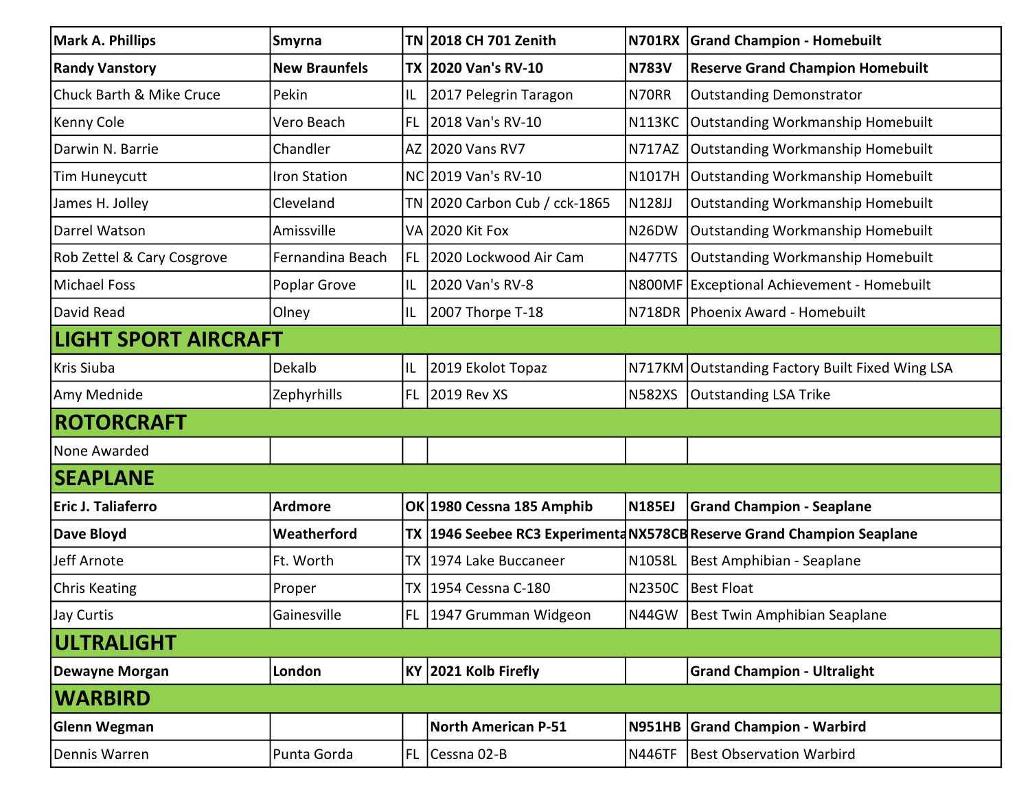| | | | | | |
|---|---|---|---|---|---|
| **Mark A. Phillips** | **Smyrna** | **TN** | **2018 CH 701 Zenith** | **N701RX** | **Grand Champion - Homebuilt** |
| **Randy Vanstory** | **New Braunfels** | **TX** | **2020 Van's RV-10** | **N783V** | **Reserve Grand Champion Homebuilt** |
| Chuck Barth & Mike Cruce | Pekin | IL | 2017 Pelegrin Taragon | N70RR | Outstanding Demonstrator |
| Kenny Cole | Vero Beach | FL | 2018 Van's RV-10 | N113KC | Outstanding Workmanship Homebuilt |
| Darwin N. Barrie | Chandler | AZ | 2020 Vans RV7 | N717AZ | Outstanding Workmanship Homebuilt |
| Tim Huneycutt | Iron Station | NC | 2019 Van's RV-10 | N1017H | Outstanding Workmanship Homebuilt |
| James H. Jolley | Cleveland | TN | 2020 Carbon Cub / cck-1865 | N128JJ | Outstanding Workmanship Homebuilt |
| Darrel Watson | Amissville | VA | 2020 Kit Fox | N26DW | Outstanding Workmanship Homebuilt |
| Rob Zettel & Cary Cosgrove | Fernandina Beach | FL | 2020 Lockwood Air Cam | N477TS | Outstanding Workmanship Homebuilt |
| Michael Foss | Poplar Grove | IL | 2020 Van's RV-8 | N800MF | Exceptional Achievement - Homebuilt |
| David Read | Olney | IL | 2007 Thorpe T-18 | N718DR | Phoenix Award - Homebuilt |
| **LIGHT SPORT AIRCRAFT** | | | | | |
| Kris Siuba | Dekalb | IL | 2019 Ekolot Topaz | N717KM | Outstanding Factory Built Fixed Wing LSA |
| Amy Mednide | Zephyrhills | FL | 2019 Rev XS | N582XS | Outstanding LSA Trike |
| **ROTORCRAFT** | | | | | |
| None Awarded | | | | | |
| **SEAPLANE** | | | | | |
| **Eric J. Taliaferro** | **Ardmore** | **OK** | **1980 Cessna 185 Amphib** | **N185EJ** | **Grand Champion - Seaplane** |
| **Dave Bloyd** | **Weatherford** | **TX** | **1946 Seebee RC3 Experimenta** | **NX578CB** | **Reserve Grand Champion Seaplane** |
| Jeff Arnote | Ft. Worth | TX | 1974 Lake Buccaneer | N1058L | Best Amphibian - Seaplane |
| Chris Keating | Proper | TX | 1954 Cessna C-180 | N2350C | Best Float |
| Jay Curtis | Gainesville | FL | 1947 Grumman Widgeon | N44GW | Best Twin Amphibian Seaplane |
| **ULTRALIGHT** | | | | | |
| **Dewayne Morgan** | **London** | **KY** | **2021 Kolb Firefly** | | **Grand Champion - Ultralight** |
| **WARBIRD** | | | | | |
| **Glenn Wegman** | | | **North American P-51** | **N951HB** | **Grand Champion - Warbird** |
| Dennis Warren | Punta Gorda | FL | Cessna 02-B | N446TF | Best Observation Warbird |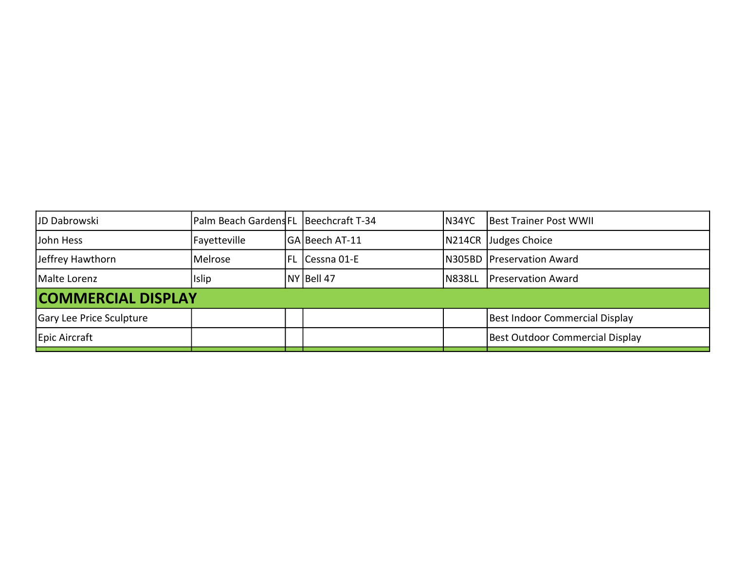| | | | | | |
|---|---|---|---|---|---|
| JD Dabrowski | Palm Beach Gardens | FL | Beechcraft T-34 | N34YC | Best Trainer Post WWII |
| John Hess | Fayetteville | GA | Beech AT-11 | N214CR | Judges Choice |
| Jeffrey Hawthorn | Melrose | FL | Cessna 01-E | N305BD | Preservation Award |
| Malte Lorenz | Islip | NY | Bell 47 | N838LL | Preservation Award |
| **COMMERCIAL DISPLAY** | | | | | |
| Gary Lee Price Sculpture | | | | | Best Indoor Commercial Display |
| Epic Aircraft | | | | | Best Outdoor Commercial Display |